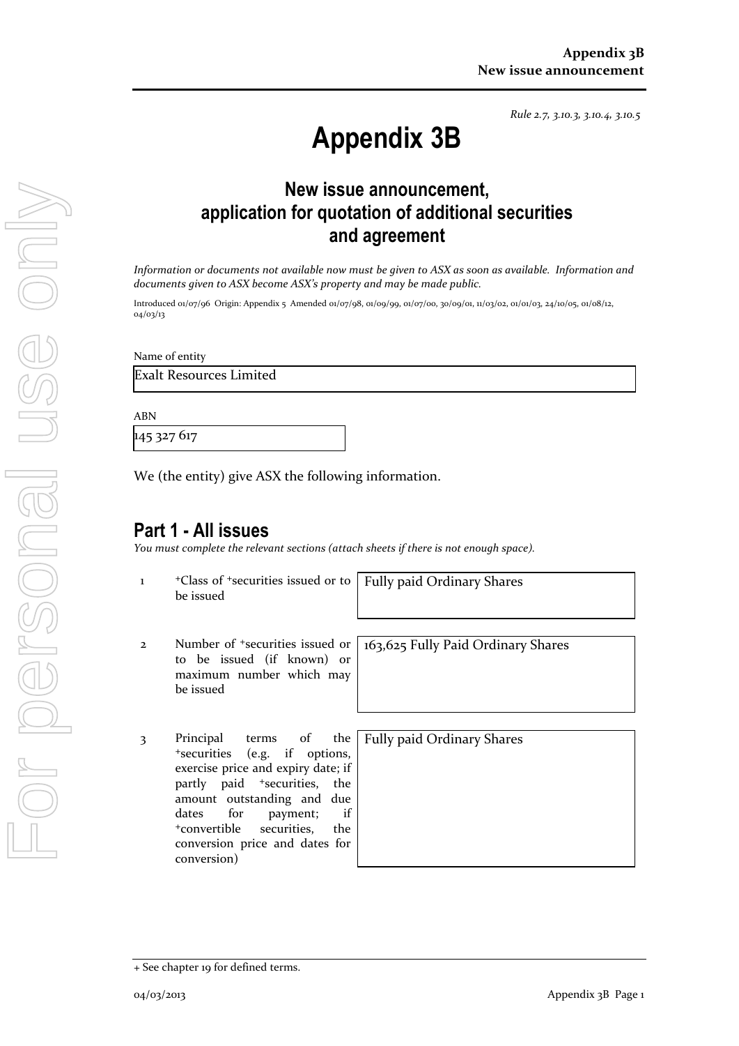*Rule 2.7, 3.10.3, 3.10.4, 3.10.5*

# Appendix 3B

## New issue announcement, application for quotation of additional securities and agreement

*Information or documents not available now must be given to ASX as soon as available. Information and documents given to ASX become ASX's property and may be made public.*

Introduced 01/07/96 Origin: Appendix 5 Amended 01/07/98, 01/09/99, 01/07/00, 30/09/01, 11/03/02, 01/01/03, 24/10/05, 01/08/12, 04/03/13

Name of entity

Exalt Resources Limited

ABN

145 327 617

We (the entity) give ASX the following information.

## Part 1 - All issues

*You must complete the relevant sections (attach sheets if there is not enough space).*

| | | |
|---|---|---|
| 1 | +Class of +securities issued or to be issued | Fully paid Ordinary Shares |
| 2 | Number of +securities issued or to be issued (if known) or maximum number which may be issued | 163,625 Fully Paid Ordinary Shares |
| 3 | Principal terms of the +securities (e.g. if options, exercise price and expiry date; if partly paid +securities, the amount outstanding and due dates for payment; if +convertible securities, the conversion price and dates for conversion) | Fully paid Ordinary Shares |

+ See chapter 19 for defined terms.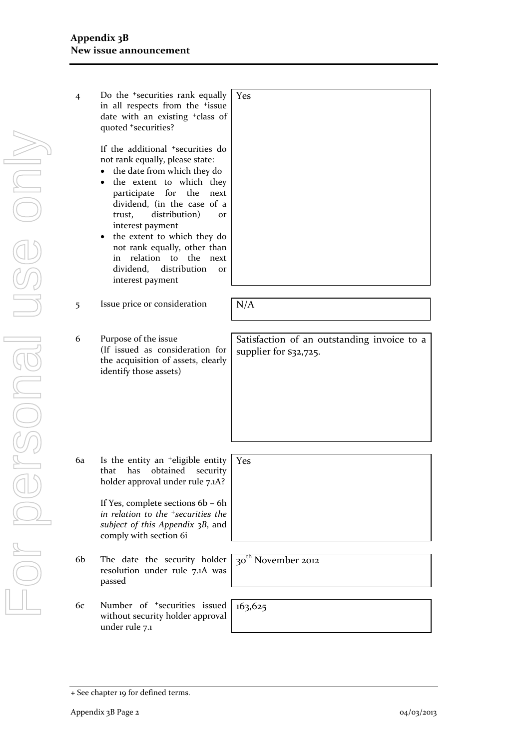| | | |
|---|---|---|
| 4 | Do the +securities rank equally in all respects from the +issue date with an existing +class of quoted +securities?<br><br>If the additional +securities do not rank equally, please state:<br>• the date from which they do<br>• the extent to which they participate for the next dividend, (in the case of a trust, distribution) or interest payment<br>• the extent to which they do not rank equally, other than in relation to the next dividend, distribution or interest payment | Yes |
| 5 | Issue price or consideration | N/A |
| 6 | Purpose of the issue<br>(If issued as consideration for the acquisition of assets, clearly identify those assets) | Satisfaction of an outstanding invoice to a supplier for $32,725. |
| 6a | Is the entity an +eligible entity that has obtained security holder approval under rule 7.1A?<br><br>If Yes, complete sections 6b – 6h *in relation to the +securities the subject of this Appendix 3B*, and comply with section 6i | Yes |
| 6b | The date the security holder resolution under rule 7.1A was passed | 30th November 2012 |
| 6c | Number of +securities issued without security holder approval under rule 7.1 | 163,625 |

+ See chapter 19 for defined terms.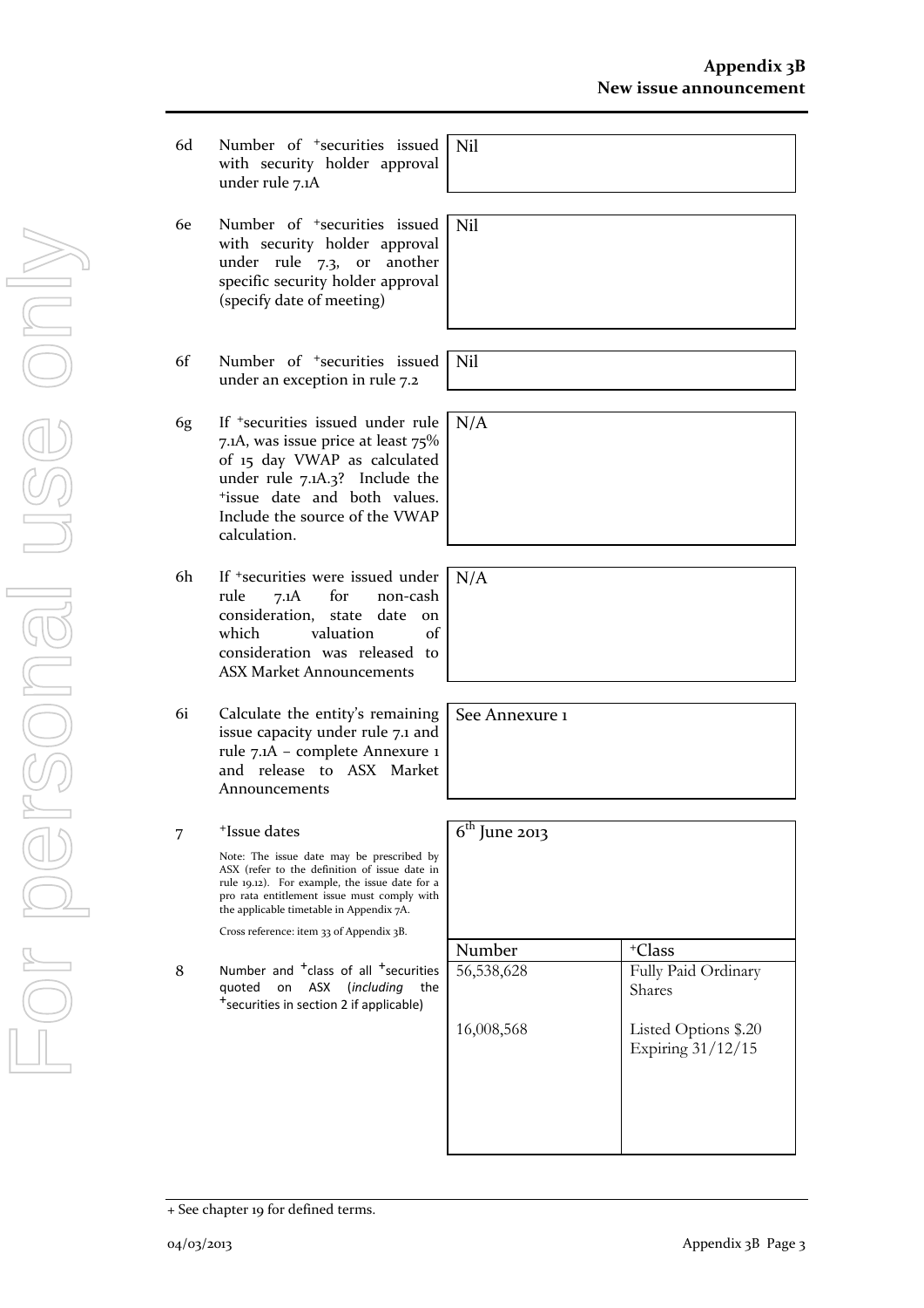| | | | |
|---|---|---|---|
| 6d | Number of +securities issued with security holder approval under rule 7.1A | Nil | |
| 6e | Number of +securities issued with security holder approval under rule 7.3, or another specific security holder approval (specify date of meeting) | Nil | |
| 6f | Number of +securities issued under an exception in rule 7.2 | Nil | |
| 6g | If +securities issued under rule 7.1A, was issue price at least 75% of 15 day VWAP as calculated under rule 7.1A.3? Include the +issue date and both values. Include the source of the VWAP calculation. | N/A | |
| 6h | If +securities were issued under rule 7.1A for non-cash consideration, state date on which valuation of consideration was released to ASX Market Announcements | N/A | |
| 6i | Calculate the entity's remaining issue capacity under rule 7.1 and rule 7.1A – complete Annexure 1 and release to ASX Market Announcements | See Annexure 1 | |
| 7 | +Issue dates<br><br>Note: The issue date may be prescribed by ASX (refer to the definition of issue date in rule 19.12). For example, the issue date for a pro rata entitlement issue must comply with the applicable timetable in Appendix 7A.<br><br>Cross reference: item 33 of Appendix 3B. | 6th June 2013 | |

| | | Number | +Class |
|---|---|---|---|
| 8 | Number and +class of all +securities quoted on ASX (*including* the +securities in section 2 if applicable) | 56,538,628 | Fully Paid Ordinary Shares |
| | | 16,008,568 | Listed Options $.20 Expiring 31/12/15 |

+ See chapter 19 for defined terms.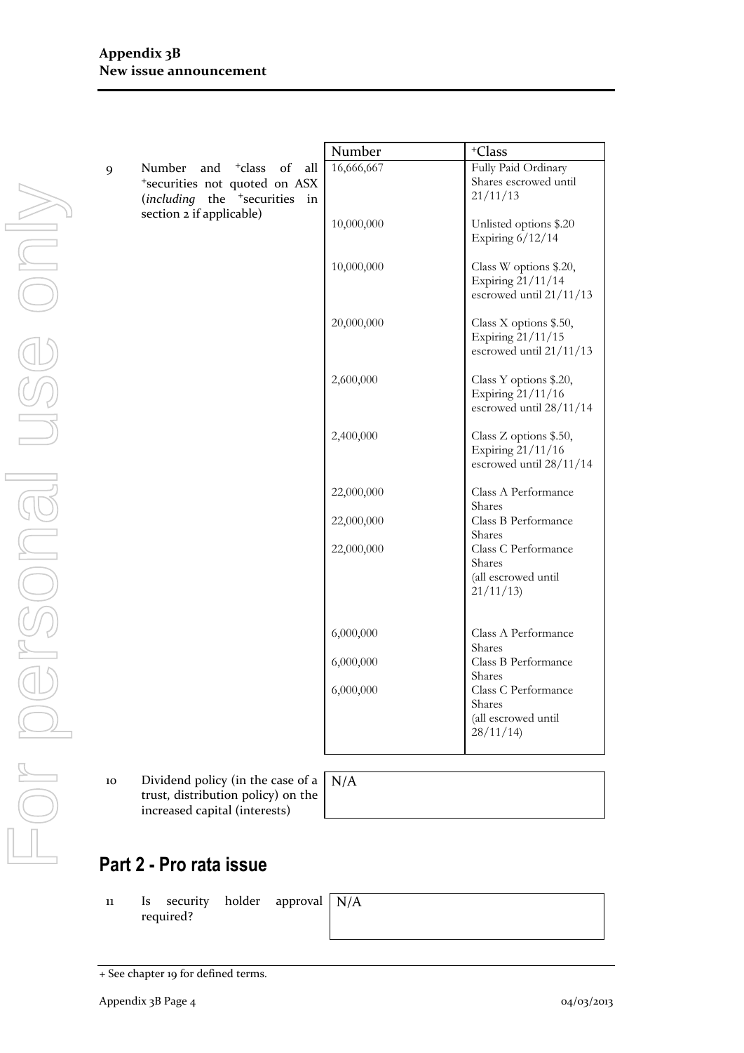| | | Number | +Class |
|---|---|---|---|
| 9 | Number and +class of all +securities not quoted on ASX (*including* the +securities in section 2 if applicable) | 16,666,667 | Fully Paid Ordinary Shares escrowed until 21/11/13 |
| | | 10,000,000 | Unlisted options $.20 Expiring 6/12/14 |
| | | 10,000,000 | Class W options $.20, Expiring 21/11/14 escrowed until 21/11/13 |
| | | 20,000,000 | Class X options $.50, Expiring 21/11/15 escrowed until 21/11/13 |
| | | 2,600,000 | Class Y options $.20, Expiring 21/11/16 escrowed until 28/11/14 |
| | | 2,400,000 | Class Z options $.50, Expiring 21/11/16 escrowed until 28/11/14 |
| | | 22,000,000 | Class A Performance Shares |
| | | 22,000,000 | Class B Performance Shares |
| | | 22,000,000 | Class C Performance Shares (all escrowed until 21/11/13) |
| | | 6,000,000 | Class A Performance Shares |
| | | 6,000,000 | Class B Performance Shares |
| | | 6,000,000 | Class C Performance Shares (all escrowed until 28/11/14) |

| | | |
|---|---|---|
| 10 | Dividend policy (in the case of a trust, distribution policy) on the increased capital (interests) | N/A |

## Part 2 - Pro rata issue

| | | |
|---|---|---|
| 11 | Is security holder approval required? | N/A |

+ See chapter 19 for defined terms.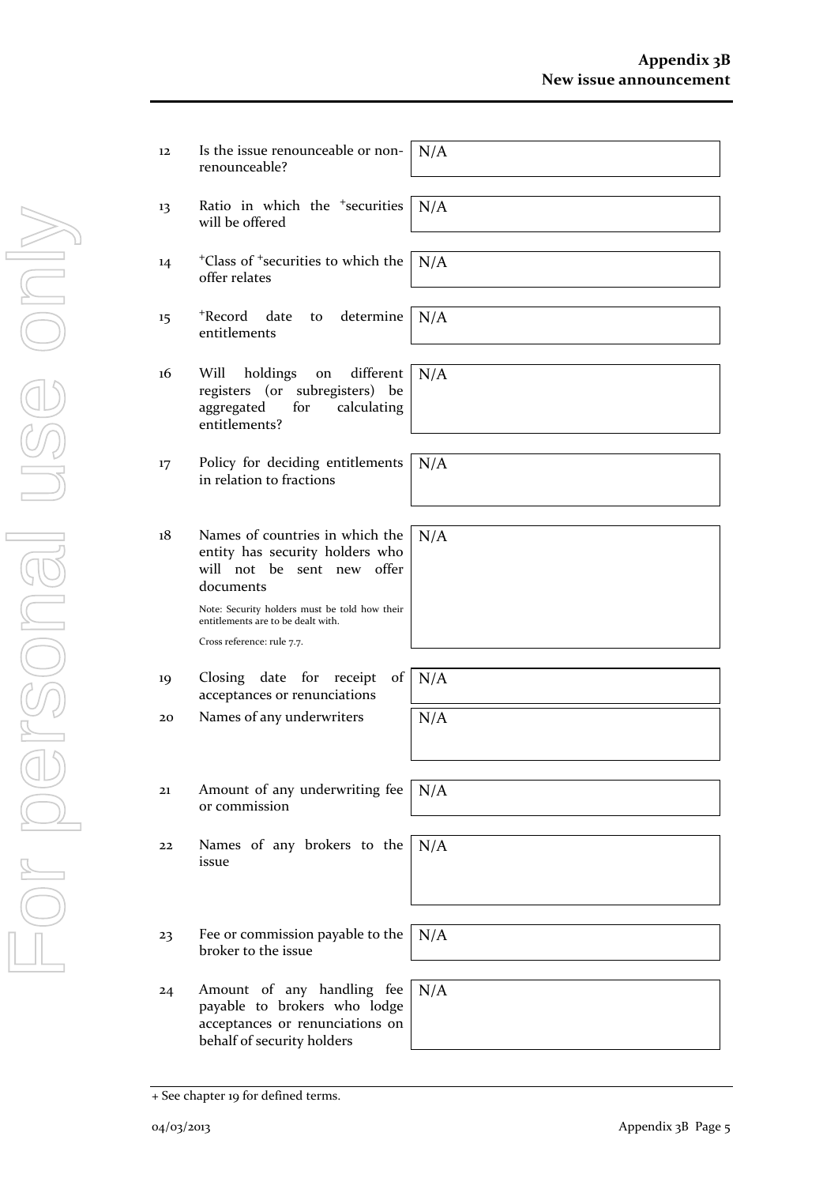| | | |
|---|---|---|
| 12 | Is the issue renounceable or non-renounceable? | N/A |
| 13 | Ratio in which the +securities will be offered | N/A |
| 14 | +Class of +securities to which the offer relates | N/A |
| 15 | +Record date to determine entitlements | N/A |
| 16 | Will holdings on different registers (or subregisters) be aggregated for calculating entitlements? | N/A |
| 17 | Policy for deciding entitlements in relation to fractions | N/A |
| 18 | Names of countries in which the entity has security holders who will not be sent new offer documents<br><br>Note: Security holders must be told how their entitlements are to be dealt with.<br><br>Cross reference: rule 7.7. | N/A |
| 19 | Closing date for receipt of acceptances or renunciations | N/A |
| 20 | Names of any underwriters | N/A |
| 21 | Amount of any underwriting fee or commission | N/A |
| 22 | Names of any brokers to the issue | N/A |
| 23 | Fee or commission payable to the broker to the issue | N/A |
| 24 | Amount of any handling fee payable to brokers who lodge acceptances or renunciations on behalf of security holders | N/A |

+ See chapter 19 for defined terms.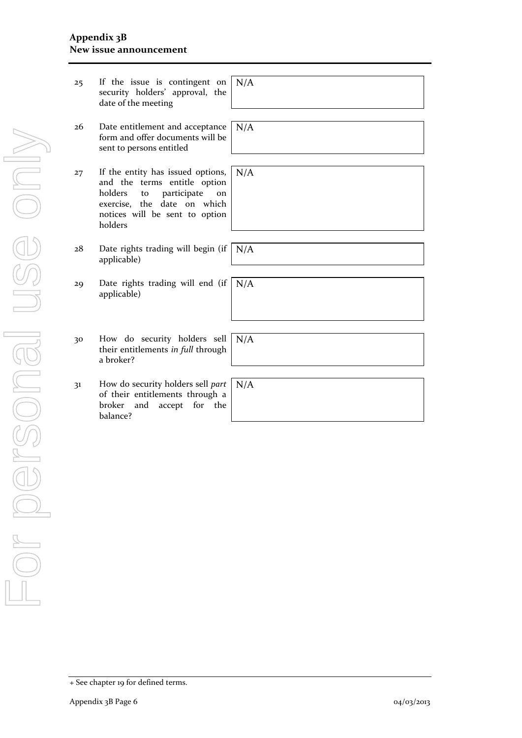| | | |
|---|---|---|
| 25 | If the issue is contingent on security holders' approval, the date of the meeting | N/A |
| 26 | Date entitlement and acceptance form and offer documents will be sent to persons entitled | N/A |
| 27 | If the entity has issued options, and the terms entitle option holders to participate on exercise, the date on which notices will be sent to option holders | N/A |
| 28 | Date rights trading will begin (if applicable) | N/A |
| 29 | Date rights trading will end (if applicable) | N/A |
| 30 | How do security holders sell their entitlements *in full* through a broker? | N/A |
| 31 | How do security holders sell *part* of their entitlements through a broker and accept for the balance? | N/A |

+ See chapter 19 for defined terms.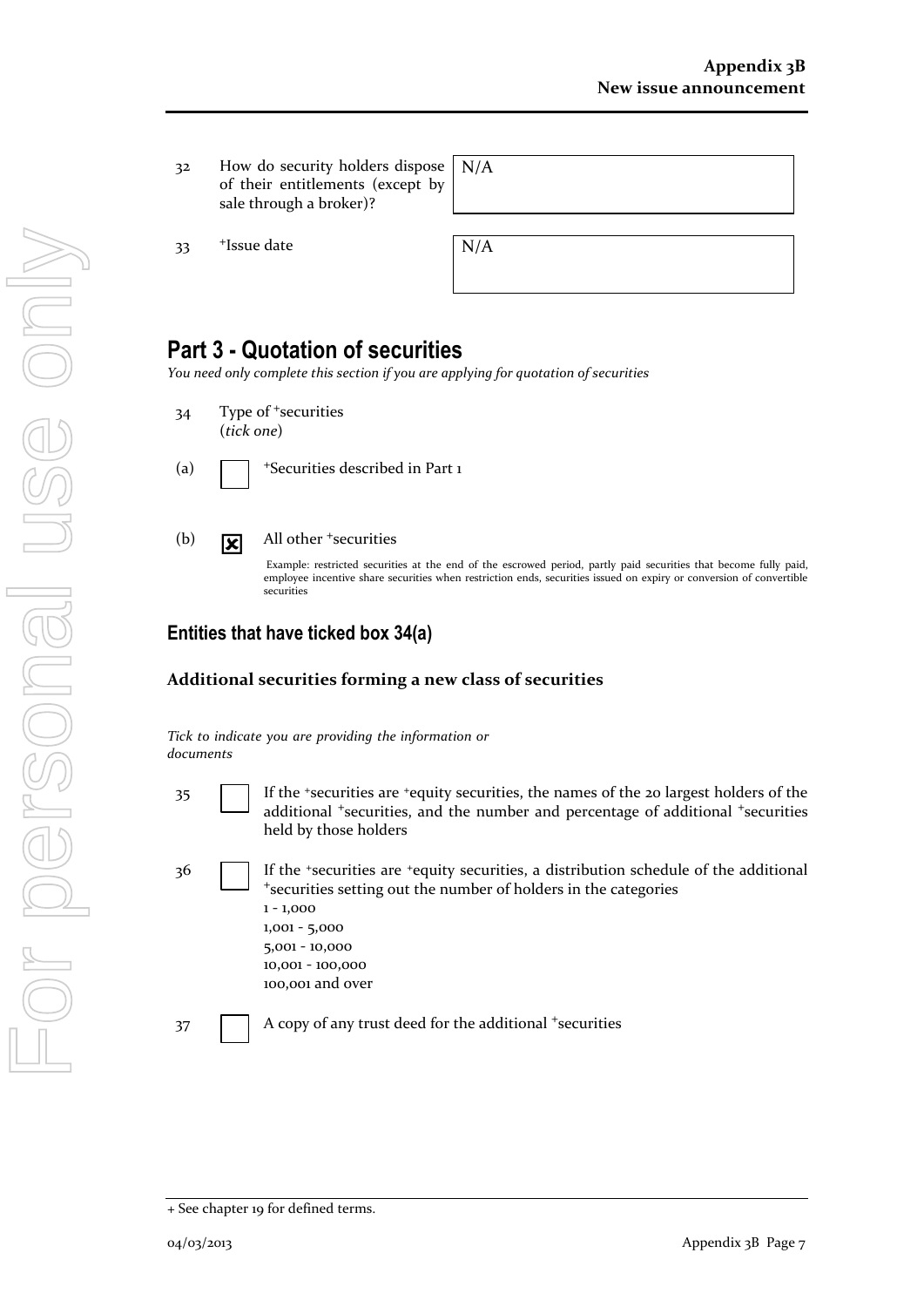| | | |
|---|---|---|
| 32 | How do security holders dispose of their entitlements (except by sale through a broker)? | N/A |
| 33 | +Issue date | N/A |

## Part 3 - Quotation of securities

*You need only complete this section if you are applying for quotation of securities*

34 Type of +securities
(*tick one*)

(a) ☐ +Securities described in Part 1

(b) ☒ All other +securities

Example: restricted securities at the end of the escrowed period, partly paid securities that become fully paid, employee incentive share securities when restriction ends, securities issued on expiry or conversion of convertible securities

### Entities that have ticked box 34(a)

**Additional securities forming a new class of securities**

*Tick to indicate you are providing the information or documents*

35 ☐ If the +securities are +equity securities, the names of the 20 largest holders of the additional +securities, and the number and percentage of additional +securities held by those holders

36 ☐ If the +securities are +equity securities, a distribution schedule of the additional +securities setting out the number of holders in the categories
1 - 1,000
1,001 - 5,000
5,001 - 10,000
10,001 - 100,000
100,001 and over

37 ☐ A copy of any trust deed for the additional +securities

+ See chapter 19 for defined terms.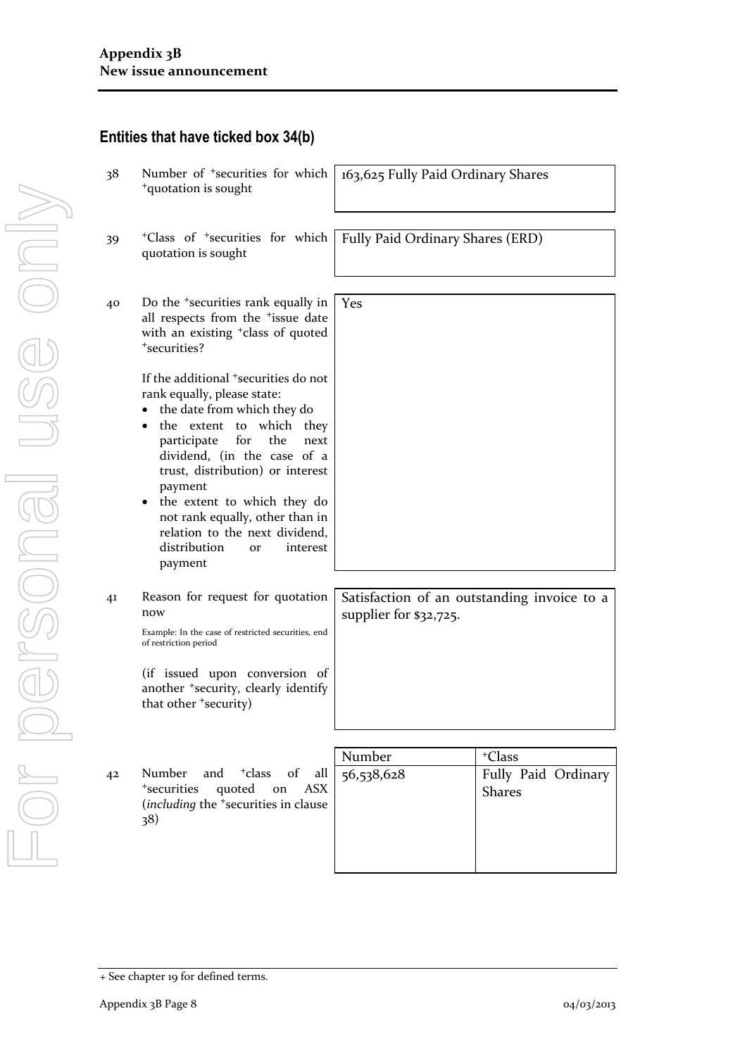## Entities that have ticked box 34(b)

| | | |
|---|---|---|
| 38 | Number of +securities for which +quotation is sought | 163,625 Fully Paid Ordinary Shares |
| 39 | +Class of +securities for which quotation is sought | Fully Paid Ordinary Shares (ERD) |
| 40 | Do the +securities rank equally in all respects from the +issue date with an existing +class of quoted +securities?<br><br>If the additional +securities do not rank equally, please state:<br>• the date from which they do<br>• the extent to which they participate for the next dividend, (in the case of a trust, distribution) or interest payment<br>• the extent to which they do not rank equally, other than in relation to the next dividend, distribution or interest payment | Yes |
| 41 | Reason for request for quotation now<br><br>Example: In the case of restricted securities, end of restriction period<br><br>(if issued upon conversion of another +security, clearly identify that other +security) | Satisfaction of an outstanding invoice to a supplier for $32,725. |

42 Number and +class of all +securities quoted on ASX (*including* the +securities in clause 38)

| Number | +Class |
|---|---|
| 56,538,628 | Fully Paid Ordinary Shares |

+ See chapter 19 for defined terms.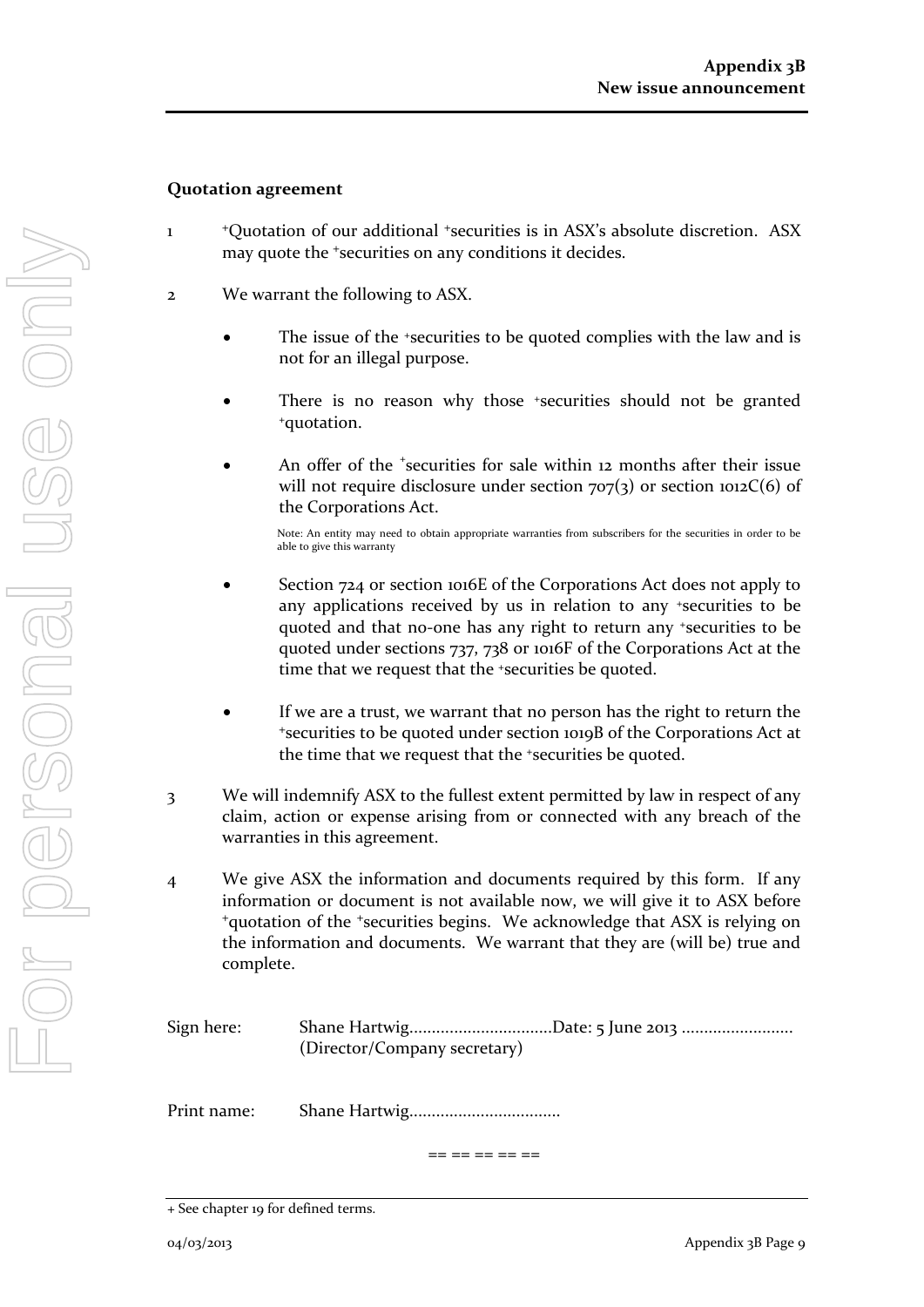**Quotation agreement**

1. +Quotation of our additional +securities is in ASX's absolute discretion. ASX may quote the +securities on any conditions it decides.

2. We warrant the following to ASX.

   - The issue of the +securities to be quoted complies with the law and is not for an illegal purpose.

   - There is no reason why those +securities should not be granted +quotation.

   - An offer of the +securities for sale within 12 months after their issue will not require disclosure under section 707(3) or section 1012C(6) of the Corporations Act.

     Note: An entity may need to obtain appropriate warranties from subscribers for the securities in order to be able to give this warranty

   - Section 724 or section 1016E of the Corporations Act does not apply to any applications received by us in relation to any +securities to be quoted and that no-one has any right to return any +securities to be quoted under sections 737, 738 or 1016F of the Corporations Act at the time that we request that the +securities be quoted.

   - If we are a trust, we warrant that no person has the right to return the +securities to be quoted under section 1019B of the Corporations Act at the time that we request that the +securities be quoted.

3. We will indemnify ASX to the fullest extent permitted by law in respect of any claim, action or expense arising from or connected with any breach of the warranties in this agreement.

4. We give ASX the information and documents required by this form. If any information or document is not available now, we will give it to ASX before +quotation of the +securities begins. We acknowledge that ASX is relying on the information and documents. We warrant that they are (will be) true and complete.

Sign here: Shane Hartwig................................Date: 5 June 2013 .........................
(Director/Company secretary)

Print name: Shane Hartwig.................................

== == == == ==

+ See chapter 19 for defined terms.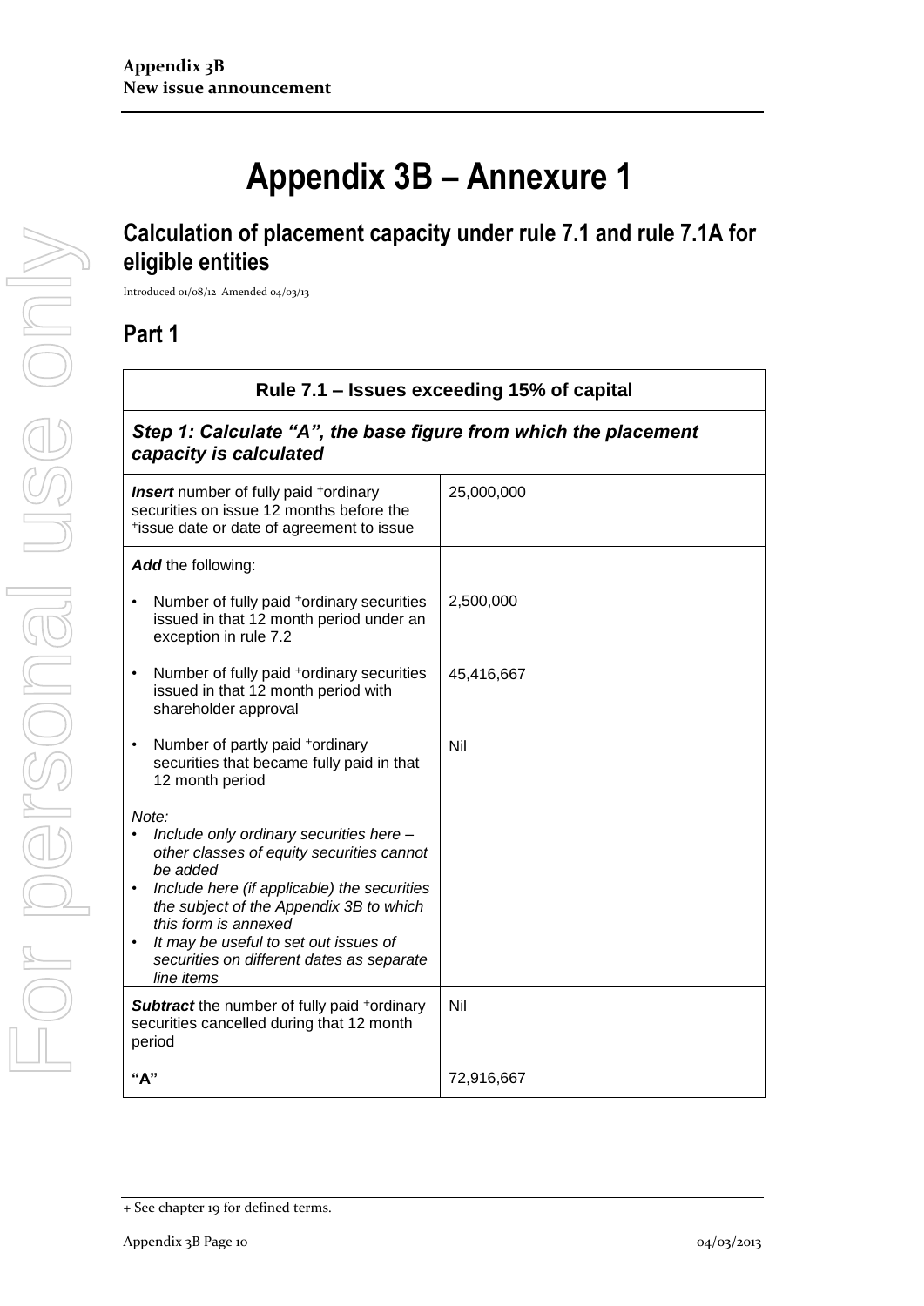# Appendix 3B – Annexure 1

## Calculation of placement capacity under rule 7.1 and rule 7.1A for eligible entities

Introduced 01/08/12 Amended 04/03/13

## Part 1

| Rule 7.1 – Issues exceeding 15% of capital | |
|---|---|
| ***Step 1: Calculate "A", the base figure from which the placement capacity is calculated*** | |
| ***Insert*** number of fully paid +ordinary securities on issue 12 months before the +issue date or date of agreement to issue | 25,000,000 |
| ***Add*** the following:<br>• Number of fully paid +ordinary securities issued in that 12 month period under an exception in rule 7.2<br>• Number of fully paid +ordinary securities issued in that 12 month period with shareholder approval<br>• Number of partly paid +ordinary securities that became fully paid in that 12 month period<br>*Note:*<br>• *Include only ordinary securities here – other classes of equity securities cannot be added*<br>• *Include here (if applicable) the securities the subject of the Appendix 3B to which this form is annexed*<br>• *It may be useful to set out issues of securities on different dates as separate line items* | <br>2,500,000<br>45,416,667<br>Nil |
| ***Subtract*** the number of fully paid +ordinary securities cancelled during that 12 month period | Nil |
| **"A"** | 72,916,667 |

+ See chapter 19 for defined terms.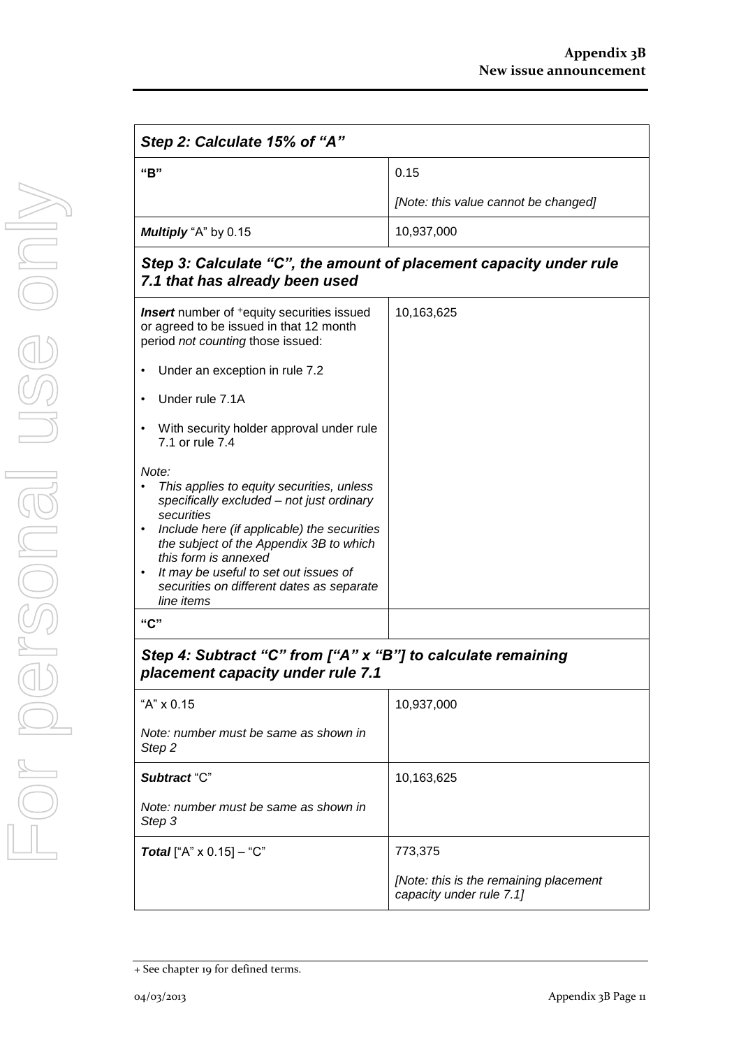| Step 2: Calculate 15% of "A" | |
|---|---|
| **"B"** | 0.15<br><br>*[Note: this value cannot be changed]* |
| ***Multiply*** "A" by 0.15 | 10,937,000 |

| Step 3: Calculate "C", the amount of placement capacity under rule 7.1 that has already been used | |
|---|---|
| ***Insert*** number of +equity securities issued or agreed to be issued in that 12 month period *not counting* those issued:<br><br>• Under an exception in rule 7.2<br><br>• Under rule 7.1A<br><br>• With security holder approval under rule 7.1 or rule 7.4<br><br>*Note:*<br>• *This applies to equity securities, unless specifically excluded – not just ordinary securities*<br>• *Include here (if applicable) the securities the subject of the Appendix 3B to which this form is annexed*<br>• *It may be useful to set out issues of securities on different dates as separate line items* | 10,163,625 |
| **"C"** | |

| Step 4: Subtract "C" from ["A" x "B"] to calculate remaining placement capacity under rule 7.1 | |
|---|---|
| "A" x 0.15<br><br>*Note: number must be same as shown in Step 2* | 10,937,000 |
| ***Subtract*** "C"<br><br>*Note: number must be same as shown in Step 3* | 10,163,625 |
| ***Total*** ["A" x 0.15] – "C" | 773,375<br><br>*[Note: this is the remaining placement capacity under rule 7.1]* |

+ See chapter 19 for defined terms.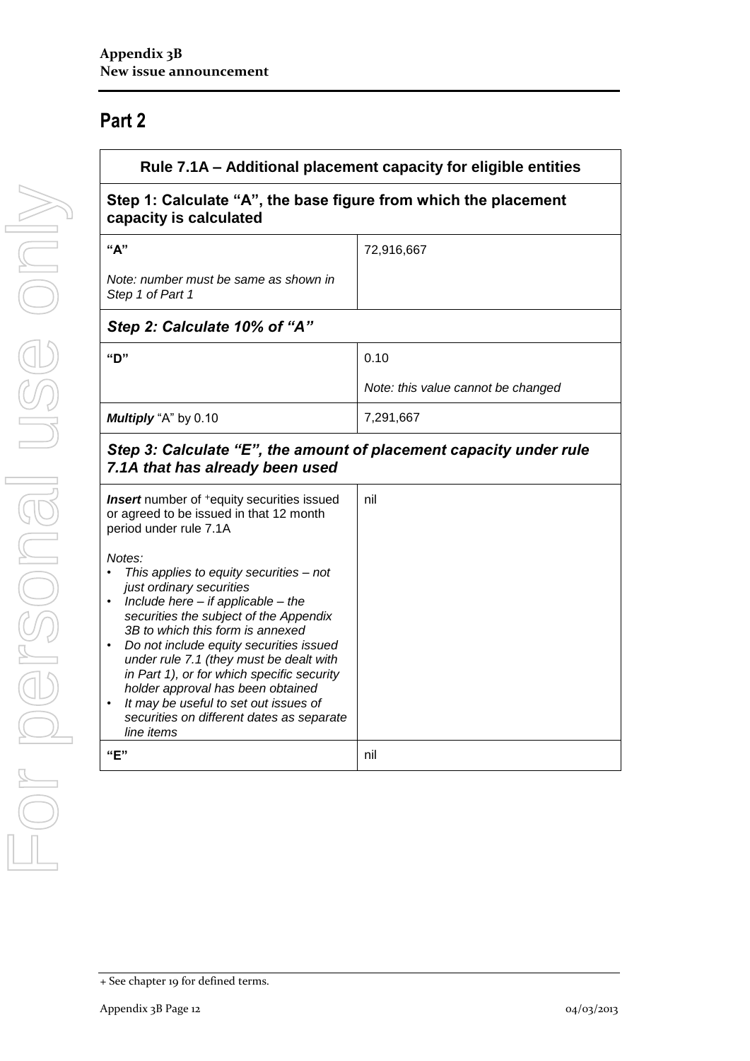## Part 2

| Rule 7.1A – Additional placement capacity for eligible entities | |
|---|---|
| **Step 1: Calculate "A", the base figure from which the placement capacity is calculated** | |
| **"A"**<br><br>*Note: number must be same as shown in Step 1 of Part 1* | 72,916,667 |
| ***Step 2: Calculate 10% of "A"*** | |
| **"D"** | 0.10<br><br>*Note: this value cannot be changed* |
| ***Multiply*** "A" by 0.10 | 7,291,667 |
| ***Step 3: Calculate "E", the amount of placement capacity under rule 7.1A that has already been used*** | |
| ***Insert*** number of +equity securities issued or agreed to be issued in that 12 month period under rule 7.1A<br><br>*Notes:*<br>• *This applies to equity securities – not just ordinary securities*<br>• *Include here – if applicable – the securities the subject of the Appendix 3B to which this form is annexed*<br>• *Do not include equity securities issued under rule 7.1 (they must be dealt with in Part 1), or for which specific security holder approval has been obtained*<br>• *It may be useful to set out issues of securities on different dates as separate line items* | nil |
| **"E"** | nil |

+ See chapter 19 for defined terms.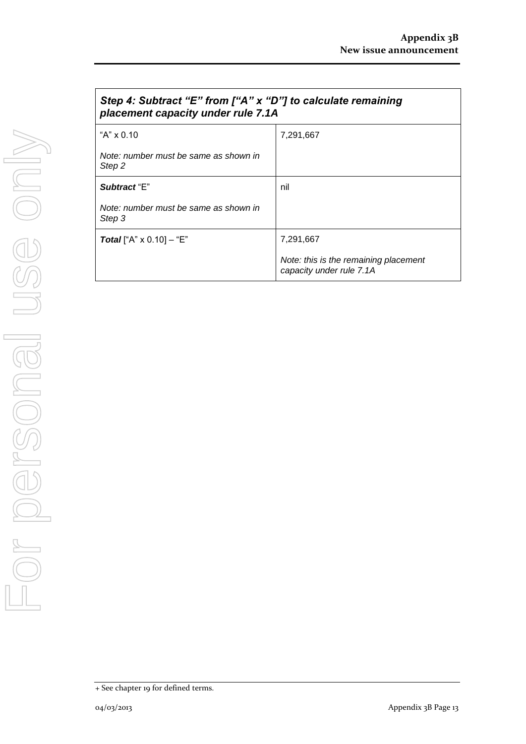| ***Step 4: Subtract "E" from ["A" x "D"] to calculate remaining placement capacity under rule 7.1A*** | |
|---|---|
| "A" x 0.10<br><br>*Note: number must be same as shown in Step 2* | 7,291,667 |
| ***Subtract*** "E"<br><br>*Note: number must be same as shown in Step 3* | nil |
| ***Total*** ["A" x 0.10] – "E" | 7,291,667<br><br>*Note: this is the remaining placement capacity under rule 7.1A* |

+ See chapter 19 for defined terms.